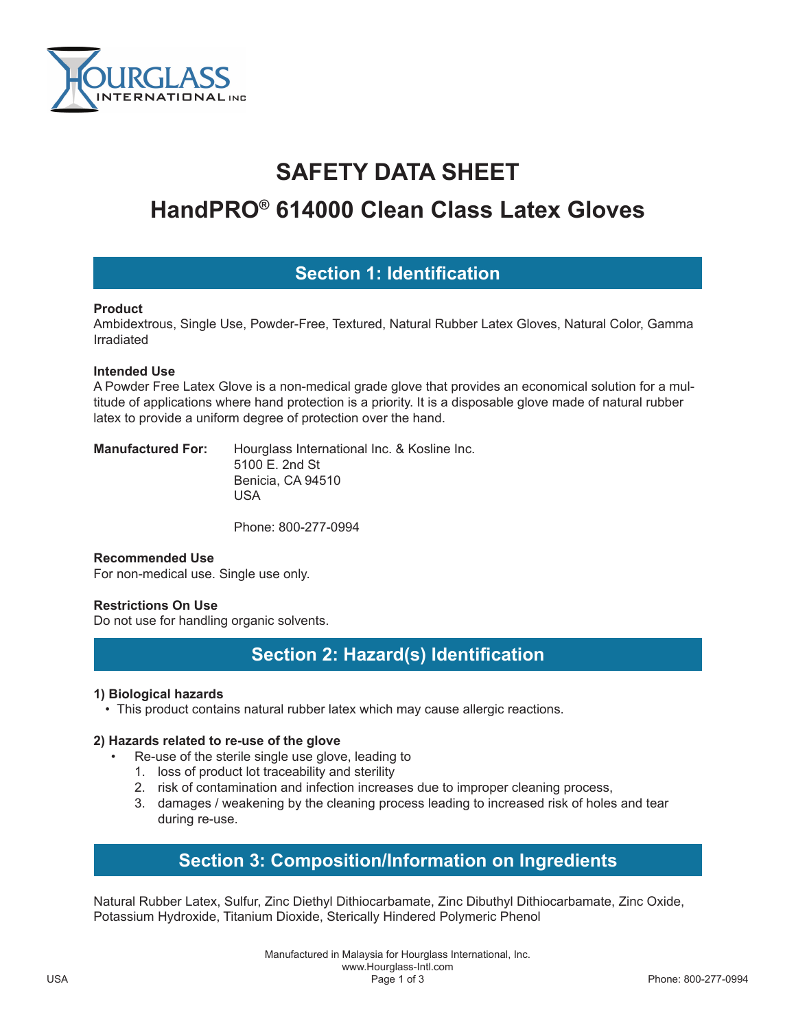# SAFETY DATA SHEET

# HandPRO® 614000 Clean Class Latex Gloves

## Section 1: Identification

**Product**
Ambidextrous, Single Use, Powder-Free, Textured, Natural Rubber Latex Gloves, Natural Color, Gamma Irradiated

**Intended Use**
A Powder Free Latex Glove is a non-medical grade glove that provides an economical solution for a multitude of applications where hand protection is a priority. It is a disposable glove made of natural rubber latex to provide a uniform degree of protection over the hand.

**Manufactured For:** Hourglass International Inc. & Kosline Inc.
5100 E. 2nd St
Benicia, CA 94510
USA

Phone: 800-277-0994

**Recommended Use**
For non-medical use. Single use only.

**Restrictions On Use**
Do not use for handling organic solvents.

## Section 2: Hazard(s) Identification

**1) Biological hazards**

- This product contains natural rubber latex which may cause allergic reactions.

**2) Hazards related to re-use of the glove**

- Re-use of the sterile single use glove, leading to
  1. loss of product lot traceability and sterility
  2. risk of contamination and infection increases due to improper cleaning process,
  3. damages / weakening by the cleaning process leading to increased risk of holes and tear during re-use.

## Section 3: Composition/Information on Ingredients

Natural Rubber Latex, Sulfur, Zinc Diethyl Dithiocarbamate, Zinc Dibuthyl Dithiocarbamate, Zinc Oxide, Potassium Hydroxide, Titanium Dioxide, Sterically Hindered Polymeric Phenol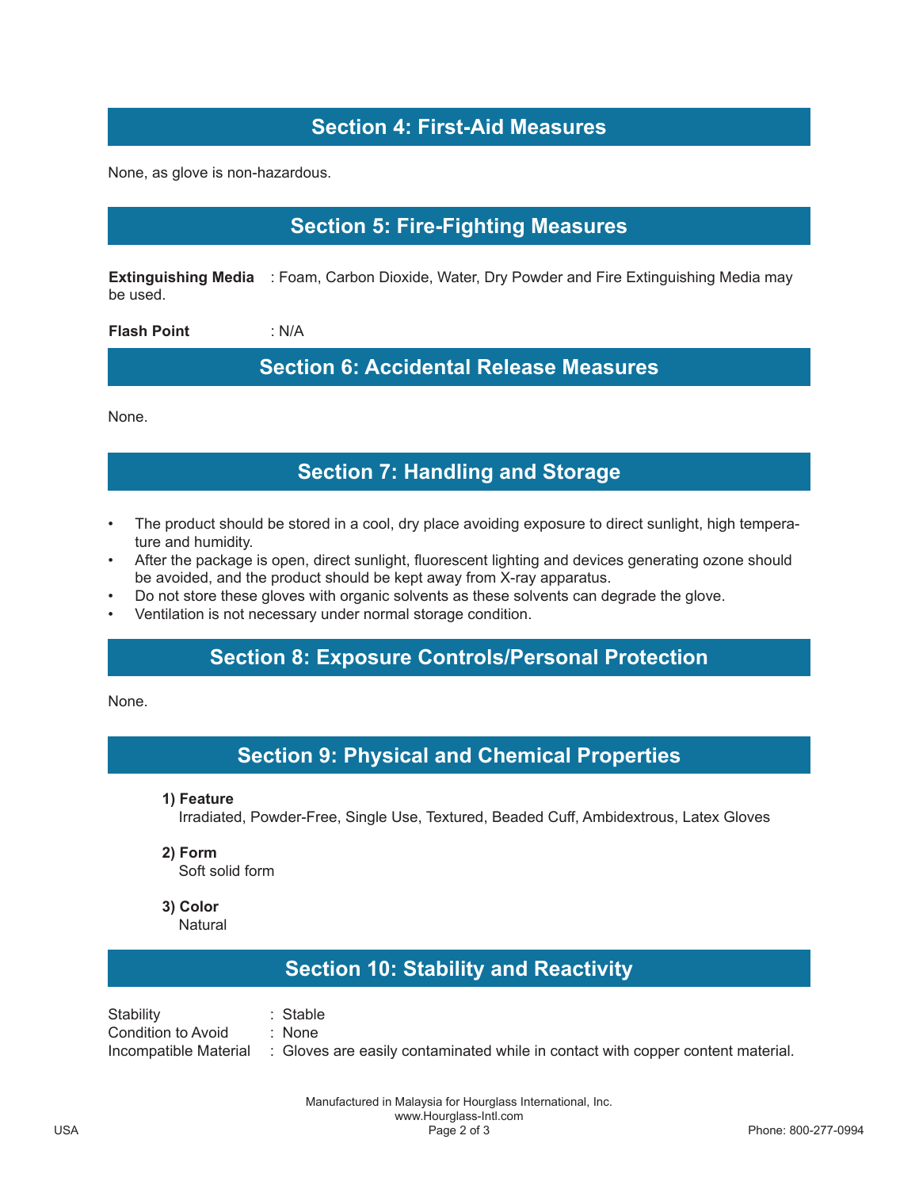## Section 4: First-Aid Measures

None, as glove is non-hazardous.

## Section 5: Fire-Fighting Measures

**Extinguishing Media** : Foam, Carbon Dioxide, Water, Dry Powder and Fire Extinguishing Media may be used.

**Flash Point** : N/A

## Section 6: Accidental Release Measures

None.

## Section 7: Handling and Storage

- The product should be stored in a cool, dry place avoiding exposure to direct sunlight, high temperature and humidity.
- After the package is open, direct sunlight, fluorescent lighting and devices generating ozone should be avoided, and the product should be kept away from X-ray apparatus.
- Do not store these gloves with organic solvents as these solvents can degrade the glove.
- Ventilation is not necessary under normal storage condition.

## Section 8: Exposure Controls/Personal Protection

None.

## Section 9: Physical and Chemical Properties

**1) Feature**
Irradiated, Powder-Free, Single Use, Textured, Beaded Cuff, Ambidextrous, Latex Gloves

**2) Form**
Soft solid form

**3) Color**
Natural

## Section 10: Stability and Reactivity

Stability : Stable
Condition to Avoid : None
Incompatible Material : Gloves are easily contaminated while in contact with copper content material.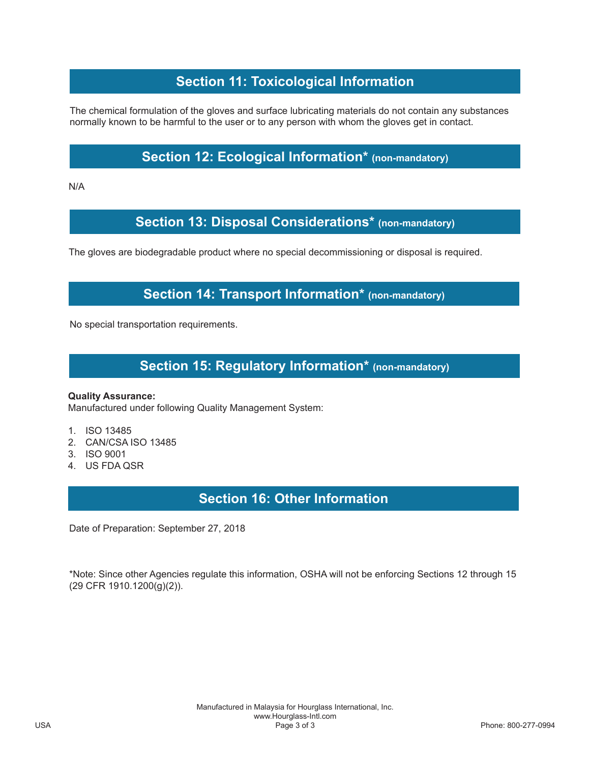## Section 11: Toxicological Information

The chemical formulation of the gloves and surface lubricating materials do not contain any substances normally known to be harmful to the user or to any person with whom the gloves get in contact.

## Section 12: Ecological Information* (non-mandatory)

N/A

## Section 13: Disposal Considerations* (non-mandatory)

The gloves are biodegradable product where no special decommissioning or disposal is required.

## Section 14: Transport Information* (non-mandatory)

No special transportation requirements.

## Section 15: Regulatory Information* (non-mandatory)

**Quality Assurance:**
Manufactured under following Quality Management System:

1. ISO 13485
2. CAN/CSA ISO 13485
3. ISO 9001
4. US FDA QSR

## Section 16: Other Information

Date of Preparation: September 27, 2018

*Note: Since other Agencies regulate this information, OSHA will not be enforcing Sections 12 through 15 (29 CFR 1910.1200(g)(2)).

Manufactured in Malaysia for Hourglass International, Inc.
www.Hourglass-Intl.com
USA
Phone: 800-277-0994